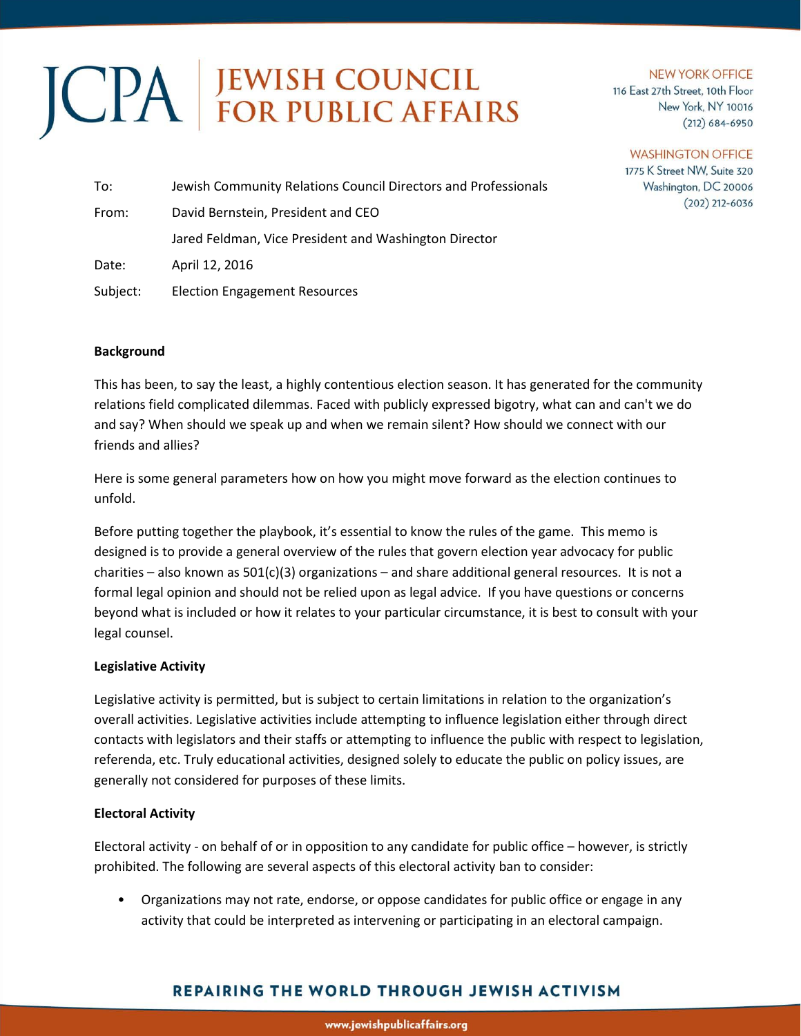# JCPA | JEWISH COUNCIL FOR PUBLIC AFFAIRS

NEW YORK OFFICE
116 East 27th Street, 10th Floor
New York, NY 10016
(212) 684-6950

WASHINGTON OFFICE
1775 K Street NW, Suite 320
Washington, DC 20006
(202) 212-6036

To: Jewish Community Relations Council Directors and Professionals

From: David Bernstein, President and CEO

Jared Feldman, Vice President and Washington Director

Date: April 12, 2016

Subject: Election Engagement Resources

**Background**

This has been, to say the least, a highly contentious election season. It has generated for the community relations field complicated dilemmas. Faced with publicly expressed bigotry, what can and can't we do and say? When should we speak up and when we remain silent? How should we connect with our friends and allies?

Here is some general parameters how on how you might move forward as the election continues to unfold.

Before putting together the playbook, it's essential to know the rules of the game. This memo is designed is to provide a general overview of the rules that govern election year advocacy for public charities – also known as 501(c)(3) organizations – and share additional general resources. It is not a formal legal opinion and should not be relied upon as legal advice. If you have questions or concerns beyond what is included or how it relates to your particular circumstance, it is best to consult with your legal counsel.

**Legislative Activity**

Legislative activity is permitted, but is subject to certain limitations in relation to the organization's overall activities. Legislative activities include attempting to influence legislation either through direct contacts with legislators and their staffs or attempting to influence the public with respect to legislation, referenda, etc. Truly educational activities, designed solely to educate the public on policy issues, are generally not considered for purposes of these limits.

**Electoral Activity**

Electoral activity - on behalf of or in opposition to any candidate for public office – however, is strictly prohibited. The following are several aspects of this electoral activity ban to consider:

- Organizations may not rate, endorse, or oppose candidates for public office or engage in any activity that could be interpreted as intervening or participating in an electoral campaign.

REPAIRING THE WORLD THROUGH JEWISH ACTIVISM

www.jewishpublicaffairs.org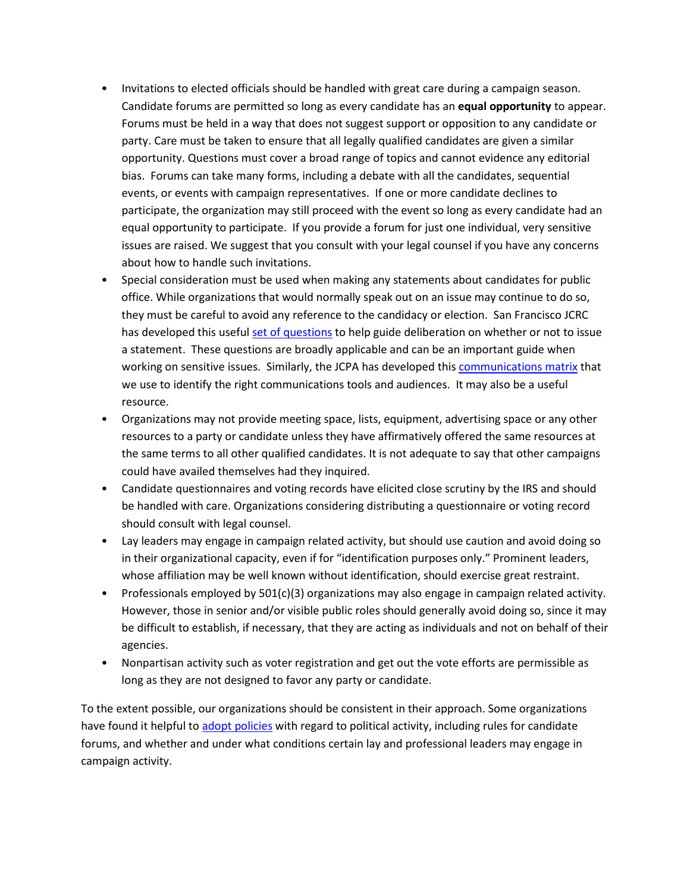- Invitations to elected officials should be handled with great care during a campaign season. Candidate forums are permitted so long as every candidate has an **equal opportunity** to appear. Forums must be held in a way that does not suggest support or opposition to any candidate or party. Care must be taken to ensure that all legally qualified candidates are given a similar opportunity. Questions must cover a broad range of topics and cannot evidence any editorial bias. Forums can take many forms, including a debate with all the candidates, sequential events, or events with campaign representatives. If one or more candidate declines to participate, the organization may still proceed with the event so long as every candidate had an equal opportunity to participate. If you provide a forum for just one individual, very sensitive issues are raised. We suggest that you consult with your legal counsel if you have any concerns about how to handle such invitations.
- Special consideration must be used when making any statements about candidates for public office. While organizations that would normally speak out on an issue may continue to do so, they must be careful to avoid any reference to the candidacy or election. San Francisco JCRC has developed this useful set of questions to help guide deliberation on whether or not to issue a statement. These questions are broadly applicable and can be an important guide when working on sensitive issues. Similarly, the JCPA has developed this communications matrix that we use to identify the right communications tools and audiences. It may also be a useful resource.
- Organizations may not provide meeting space, lists, equipment, advertising space or any other resources to a party or candidate unless they have affirmatively offered the same resources at the same terms to all other qualified candidates. It is not adequate to say that other campaigns could have availed themselves had they inquired.
- Candidate questionnaires and voting records have elicited close scrutiny by the IRS and should be handled with care. Organizations considering distributing a questionnaire or voting record should consult with legal counsel.
- Lay leaders may engage in campaign related activity, but should use caution and avoid doing so in their organizational capacity, even if for "identification purposes only." Prominent leaders, whose affiliation may be well known without identification, should exercise great restraint.
- Professionals employed by 501(c)(3) organizations may also engage in campaign related activity. However, those in senior and/or visible public roles should generally avoid doing so, since it may be difficult to establish, if necessary, that they are acting as individuals and not on behalf of their agencies.
- Nonpartisan activity such as voter registration and get out the vote efforts are permissible as long as they are not designed to favor any party or candidate.

To the extent possible, our organizations should be consistent in their approach. Some organizations have found it helpful to adopt policies with regard to political activity, including rules for candidate forums, and whether and under what conditions certain lay and professional leaders may engage in campaign activity.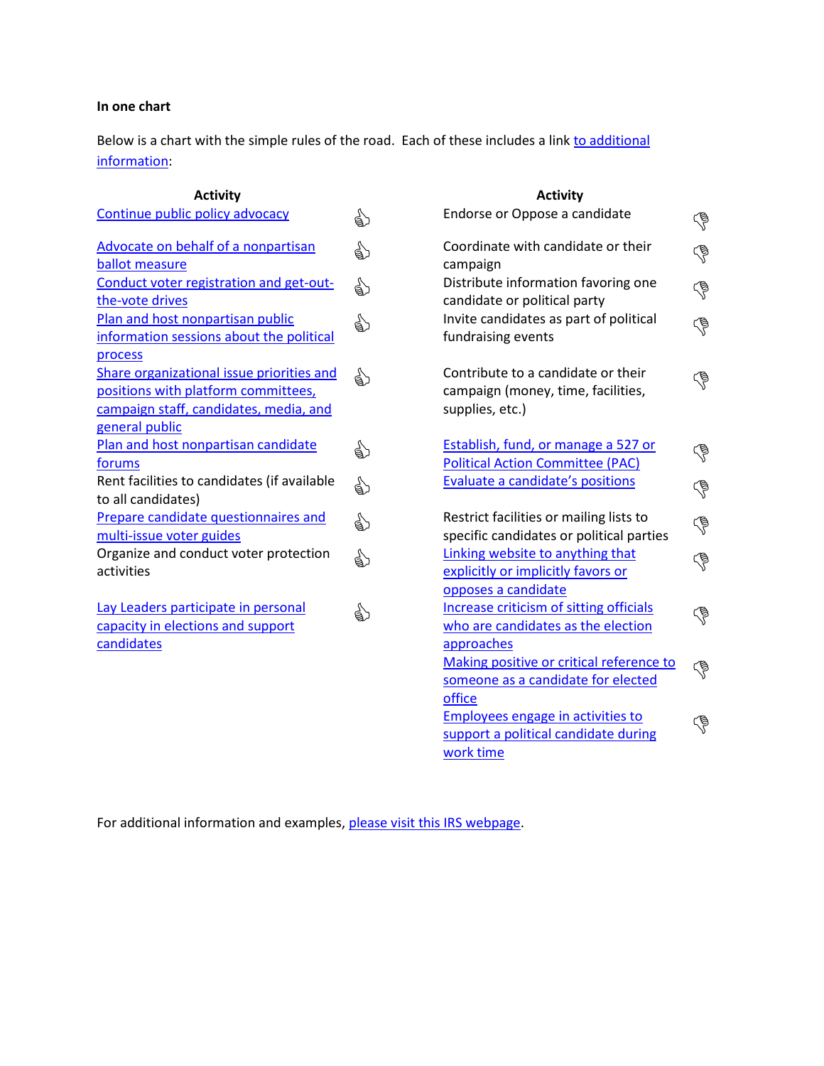**In one chart**

Below is a chart with the simple rules of the road. Each of these includes a link to additional information:

| Activity | | Activity | |
|---|---|---|---|
| Continue public policy advocacy | 👍 | Endorse or Oppose a candidate | 👎 |
| Advocate on behalf of a nonpartisan ballot measure | 👍 | Coordinate with candidate or their campaign | 👎 |
| Conduct voter registration and get-out-the-vote drives | 👍 | Distribute information favoring one candidate or political party | 👎 |
| Plan and host nonpartisan public information sessions about the political process | 👍 | Invite candidates as part of political fundraising events | 👎 |
| Share organizational issue priorities and positions with platform committees, campaign staff, candidates, media, and general public | 👍 | Contribute to a candidate or their campaign (money, time, facilities, supplies, etc.) | 👎 |
| Plan and host nonpartisan candidate forums | 👍 | Establish, fund, or manage a 527 or Political Action Committee (PAC) | 👎 |
| Rent facilities to candidates (if available to all candidates) | 👍 | Evaluate a candidate's positions | 👎 |
| Prepare candidate questionnaires and multi-issue voter guides | 👍 | Restrict facilities or mailing lists to specific candidates or political parties | 👎 |
| Organize and conduct voter protection activities | 👍 | Linking website to anything that explicitly or implicitly favors or opposes a candidate | 👎 |
| Lay Leaders participate in personal capacity in elections and support candidates | 👍 | Increase criticism of sitting officials who are candidates as the election approaches | 👎 |
| | | Making positive or critical reference to someone as a candidate for elected office | 👎 |
| | | Employees engage in activities to support a political candidate during work time | 👎 |

For additional information and examples, please visit this IRS webpage.